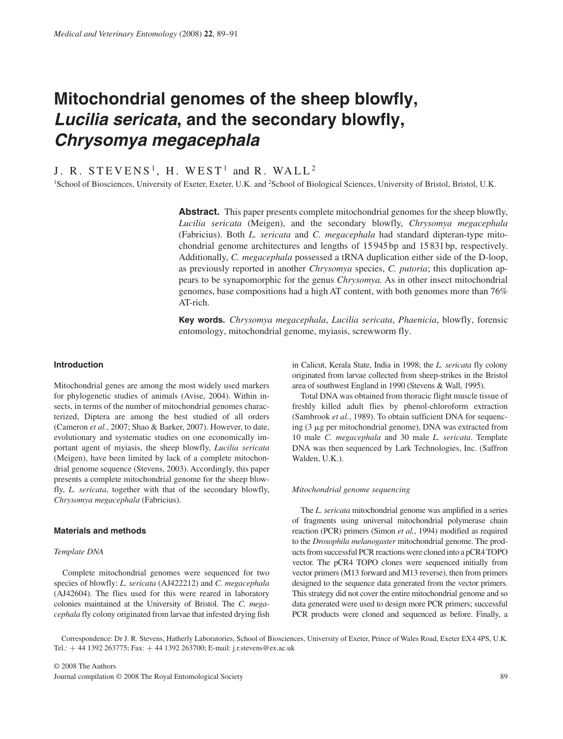# Mitochondrial genomes of the sheep blowfly, *Lucilia sericata*, and the secondary blowfly, *Chrysomya megacephala*

J. R. STEVENS[1], H. WEST[1] and R. WALL[2]

[1]School of Biosciences, University of Exeter, Exeter, U.K. and [2]School of Biological Sciences, University of Bristol, Bristol, U.K.

**Abstract.** This paper presents complete mitochondrial genomes for the sheep blowfly, *Lucilia sericata* (Meigen), and the secondary blowfly, *Chrysomya megacephala* (Fabricius). Both *L. sericata* and *C. megacephala* had standard dipteran-type mitochondrial genome architectures and lengths of 15 945 bp and 15 831 bp, respectively. Additionally, *C. megacephala* possessed a tRNA duplication either side of the D-loop, as previously reported in another *Chrysomya* species, *C. putoria*; this duplication appears to be synapomorphic for the genus *Chrysomya*. As in other insect mitochondrial genomes, base compositions had a high AT content, with both genomes more than 76% AT-rich.

**Key words.** *Chrysomya megacephala*, *Lucilia sericata*, *Phaenicia*, blowfly, forensic entomology, mitochondrial genome, myiasis, screwworm fly.

## Introduction

Mitochondrial genes are among the most widely used markers for phylogenetic studies of animals (Avise, 2004). Within insects, in terms of the number of mitochondrial genomes characterized, Diptera are among the best studied of all orders (Cameron *et al.*, 2007; Shao & Barker, 2007). However, to date, evolutionary and systematic studies on one economically important agent of myiasis, the sheep blowfly, *Lucilia sericata* (Meigen), have been limited by lack of a complete mitochondrial genome sequence (Stevens, 2003). Accordingly, this paper presents a complete mitochondrial genome for the sheep blowfly, *L. sericata*, together with that of the secondary blowfly, *Chrysomya megacephala* (Fabricius).

## Materials and methods

### *Template DNA*

Complete mitochondrial genomes were sequenced for two species of blowfly: *L. sericata* (AJ422212) and *C. megacephala* (AJ42604). The flies used for this were reared in laboratory colonies maintained at the University of Bristol. The *C. megacephala* fly colony originated from larvae that infested drying fish in Calicut, Kerala State, India in 1998; the *L. sericata* fly colony originated from larvae collected from sheep-strikes in the Bristol area of southwest England in 1990 (Stevens & Wall, 1995).

Total DNA was obtained from thoracic flight muscle tissue of freshly killed adult flies by phenol-chloroform extraction (Sambrook *et al.*, 1989). To obtain sufficient DNA for sequencing (3 μg per mitochondrial genome), DNA was extracted from 10 male *C. megacephala* and 30 male *L. sericata*. Template DNA was then sequenced by Lark Technologies, Inc. (Saffron Walden, U.K.).

### *Mitochondrial genome sequencing*

The *L. sericata* mitochondrial genome was amplified in a series of fragments using universal mitochondrial polymerase chain reaction (PCR) primers (Simon *et al.*, 1994) modified as required to the *Drosophila melanogaster* mitochondrial genome. The products from successful PCR reactions were cloned into a pCR4 TOPO vector. The pCR4 TOPO clones were sequenced initially from vector primers (M13 forward and M13 reverse), then from primers designed to the sequence data generated from the vector primers. This strategy did not cover the entire mitochondrial genome and so data generated were used to design more PCR primers; successful PCR products were cloned and sequenced as before. Finally, a

Correspondence: Dr J. R. Stevens, Hatherly Laboratories, School of Biosciences, University of Exeter, Prince of Wales Road, Exeter EX4 4PS, U.K. Tel.: + 44 1392 263775; Fax: + 44 1392 263700; E-mail: j.r.stevens@ex.ac.uk

© 2008 The Authors
Journal compilation © 2008 The Royal Entomological Society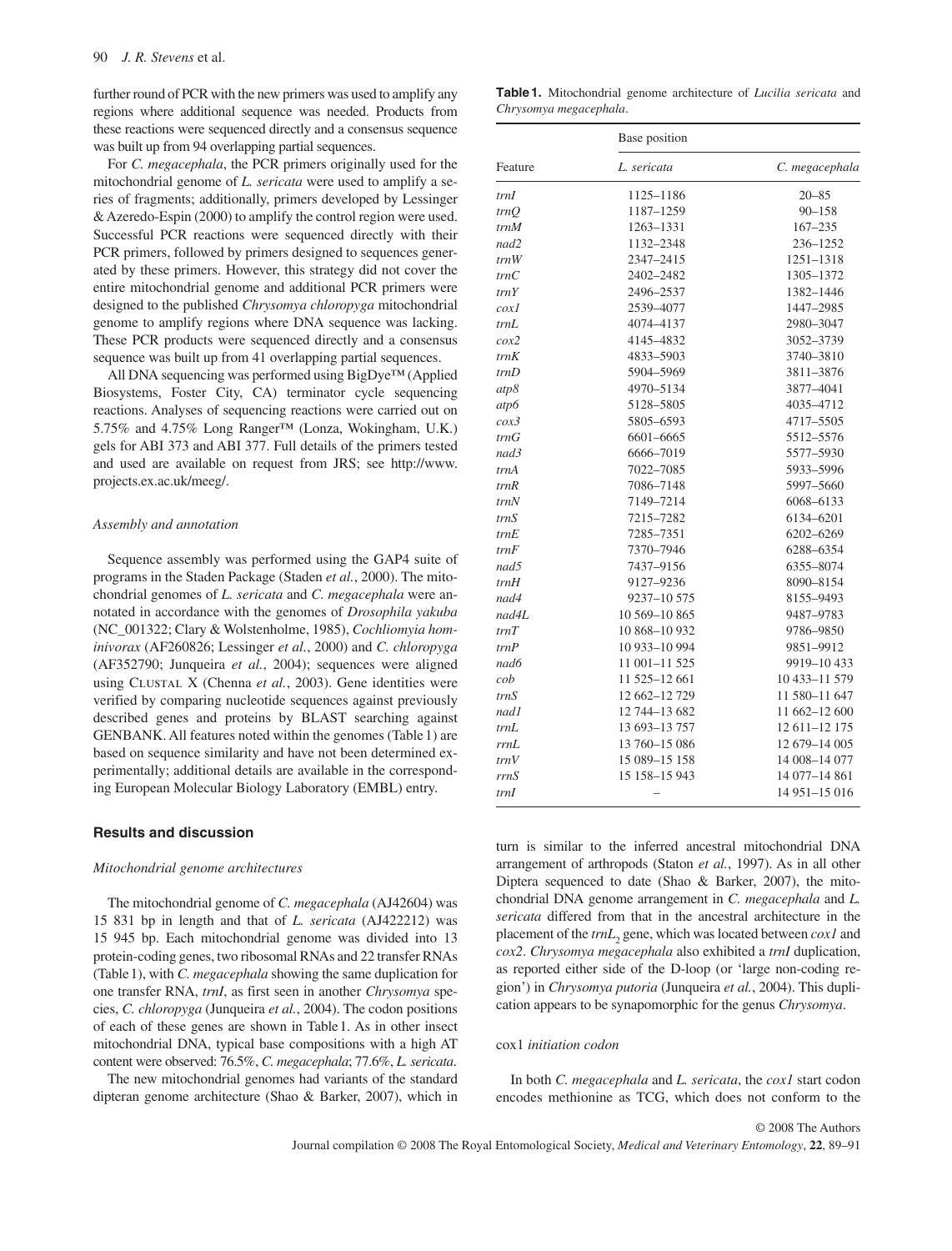further round of PCR with the new primers was used to amplify any regions where additional sequence was needed. Products from these reactions were sequenced directly and a consensus sequence was built up from 94 overlapping partial sequences.

For *C. megacephala*, the PCR primers originally used for the mitochondrial genome of *L. sericata* were used to amplify a series of fragments; additionally, primers developed by Lessinger & Azeredo-Espin (2000) to amplify the control region were used. Successful PCR reactions were sequenced directly with their PCR primers, followed by primers designed to sequences generated by these primers. However, this strategy did not cover the entire mitochondrial genome and additional PCR primers were designed to the published *Chrysomya chloropyga* mitochondrial genome to amplify regions where DNA sequence was lacking. These PCR products were sequenced directly and a consensus sequence was built up from 41 overlapping partial sequences.

All DNA sequencing was performed using BigDye™ (Applied Biosystems, Foster City, CA) terminator cycle sequencing reactions. Analyses of sequencing reactions were carried out on 5.75% and 4.75% Long Ranger™ (Lonza, Wokingham, U.K.) gels for ABI 373 and ABI 377. Full details of the primers tested and used are available on request from JRS; see http://www.projects.ex.ac.uk/meeg/.

*Assembly and annotation*

Sequence assembly was performed using the GAP4 suite of programs in the Staden Package (Staden *et al.*, 2000). The mitochondrial genomes of *L. sericata* and *C. megacephala* were annotated in accordance with the genomes of *Drosophila yakuba* (NC_001322; Clary & Wolstenholme, 1985), *Cochliomyia hominivorax* (AF260826; Lessinger *et al.*, 2000) and *C. chloropyga* (AF352790; Junqueira *et al.*, 2004); sequences were aligned using Clustal X (Chenna *et al.*, 2003). Gene identities were verified by comparing nucleotide sequences against previously described genes and proteins by BLAST searching against GENBANK. All features noted within the genomes (Table 1) are based on sequence similarity and have not been determined experimentally; additional details are available in the corresponding European Molecular Biology Laboratory (EMBL) entry.

**Table 1.** Mitochondrial genome architecture of *Lucilia sericata* and *Chrysomya megacephala*.

| | Base position | |
|---|---|---|
| Feature | *L. sericata* | *C. megacephala* |
| *trnI* | 1125–1186 | 20–85 |
| *trnQ* | 1187–1259 | 90–158 |
| *trnM* | 1263–1331 | 167–235 |
| *nad2* | 1132–2348 | 236–1252 |
| *trnW* | 2347–2415 | 1251–1318 |
| *trnC* | 2402–2482 | 1305–1372 |
| *trnY* | 2496–2537 | 1382–1446 |
| *cox1* | 2539–4077 | 1447–2985 |
| *trnL* | 4074–4137 | 2980–3047 |
| *cox2* | 4145–4832 | 3052–3739 |
| *trnK* | 4833–5903 | 3740–3810 |
| *trnD* | 5904–5969 | 3811–3876 |
| *atp8* | 4970–5134 | 3877–4041 |
| *atp6* | 5128–5805 | 4035–4712 |
| *cox3* | 5805–6593 | 4717–5505 |
| *trnG* | 6601–6665 | 5512–5576 |
| *nad3* | 6666–7019 | 5577–5930 |
| *trnA* | 7022–7085 | 5933–5996 |
| *trnR* | 7086–7148 | 5997–5660 |
| *trnN* | 7149–7214 | 6068–6133 |
| *trnS* | 7215–7282 | 6134–6201 |
| *trnE* | 7285–7351 | 6202–6269 |
| *trnF* | 7370–7946 | 6288–6354 |
| *nad5* | 7437–9156 | 6355–8074 |
| *trnH* | 9127–9236 | 8090–8154 |
| *nad4* | 9237–10 575 | 8155–9493 |
| *nad4L* | 10 569–10 865 | 9487–9783 |
| *trnT* | 10 868–10 932 | 9786–9850 |
| *trnP* | 10 933–10 994 | 9851–9912 |
| *nad6* | 11 001–11 525 | 9919–10 433 |
| *cob* | 11 525–12 661 | 10 433–11 579 |
| *trnS* | 12 662–12 729 | 11 580–11 647 |
| *nad1* | 12 744–13 682 | 11 662–12 600 |
| *trnL* | 13 693–13 757 | 12 611–12 175 |
| *rrnL* | 13 760–15 086 | 12 679–14 005 |
| *trnV* | 15 089–15 158 | 14 008–14 077 |
| *rrnS* | 15 158–15 943 | 14 077–14 861 |
| *trnI* | – | 14 951–15 016 |

## Results and discussion

*Mitochondrial genome architectures*

The mitochondrial genome of *C. megacephala* (AJ42604) was 15 831 bp in length and that of *L. sericata* (AJ422212) was 15 945 bp. Each mitochondrial genome was divided into 13 protein-coding genes, two ribosomal RNAs and 22 transfer RNAs (Table 1), with *C. megacephala* showing the same duplication for one transfer RNA, *trnI*, as first seen in another *Chrysomya* species, *C. chloropyga* (Junqueira *et al.*, 2004). The codon positions of each of these genes are shown in Table 1. As in other insect mitochondrial DNA, typical base compositions with a high AT content were observed: 76.5%, *C. megacephala*; 77.6%, *L. sericata*.

The new mitochondrial genomes had variants of the standard dipteran genome architecture (Shao & Barker, 2007), which in turn is similar to the inferred ancestral mitochondrial DNA arrangement of arthropods (Staton *et al.*, 1997). As in all other Diptera sequenced to date (Shao & Barker, 2007), the mitochondrial DNA genome arrangement in *C. megacephala* and *L. sericata* differed from that in the ancestral architecture in the placement of the $trnL_2$ gene, which was located between *cox1* and *cox2*. *Chrysomya megacephala* also exhibited a *trnI* duplication, as reported either side of the D-loop (or 'large non-coding region') in *Chrysomya putoria* (Junqueira *et al.*, 2004). This duplication appears to be synapomorphic for the genus *Chrysomya*.

cox1 *initiation codon*

In both *C. megacephala* and *L. sericata*, the *cox1* start codon encodes methionine as TCG, which does not conform to the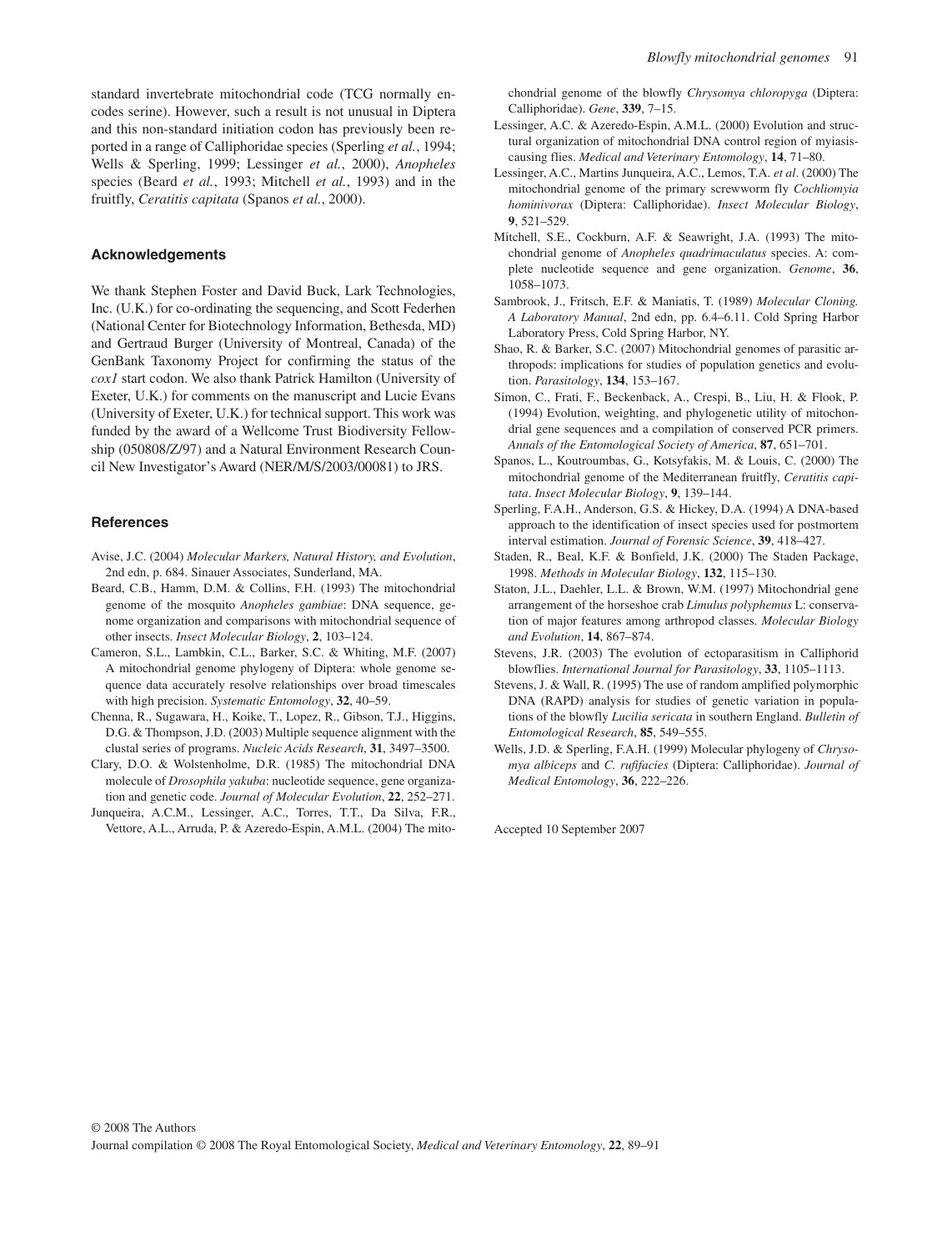standard invertebrate mitochondrial code (TCG normally encodes serine). However, such a result is not unusual in Diptera and this non-standard initiation codon has previously been reported in a range of Calliphoridae species (Sperling *et al.*, 1994; Wells & Sperling, 1999; Lessinger *et al.*, 2000), *Anopheles* species (Beard *et al.*, 1993; Mitchell *et al.*, 1993) and in the fruitfly, *Ceratitis capitata* (Spanos *et al.*, 2000).

## Acknowledgements

We thank Stephen Foster and David Buck, Lark Technologies, Inc. (U.K.) for co-ordinating the sequencing, and Scott Federhen (National Center for Biotechnology Information, Bethesda, MD) and Gertraud Burger (University of Montreal, Canada) of the GenBank Taxonomy Project for confirming the status of the *cox1* start codon. We also thank Patrick Hamilton (University of Exeter, U.K.) for comments on the manuscript and Lucie Evans (University of Exeter, U.K.) for technical support. This work was funded by the award of a Wellcome Trust Biodiversity Fellowship (050808/Z/97) and a Natural Environment Research Council New Investigator's Award (NER/M/S/2003/00081) to JRS.

## References

Avise, J.C. (2004) *Molecular Markers, Natural History, and Evolution*, 2nd edn, p. 684. Sinauer Associates, Sunderland, MA.

Beard, C.B., Hamm, D.M. & Collins, F.H. (1993) The mitochondrial genome of the mosquito *Anopheles gambiae*: DNA sequence, genome organization and comparisons with mitochondrial sequence of other insects. *Insect Molecular Biology*, **2**, 103–124.

Cameron, S.L., Lambkin, C.L., Barker, S.C. & Whiting, M.F. (2007) A mitochondrial genome phylogeny of Diptera: whole genome sequence data accurately resolve relationships over broad timescales with high precision. *Systematic Entomology*, **32**, 40–59.

Chenna, R., Sugawara, H., Koike, T., Lopez, R., Gibson, T.J., Higgins, D.G. & Thompson, J.D. (2003) Multiple sequence alignment with the clustal series of programs. *Nucleic Acids Research*, **31**, 3497–3500.

Clary, D.O. & Wolstenholme, D.R. (1985) The mitochondrial DNA molecule of *Drosophila yakuba*: nucleotide sequence, gene organization and genetic code. *Journal of Molecular Evolution*, **22**, 252–271.

Junqueira, A.C.M., Lessinger, A.C., Torres, T.T., Da Silva, F.R., Vettore, A.L., Arruda, P. & Azeredo-Espin, A.M.L. (2004) The mitochondrial genome of the blowfly *Chrysomya chloropyga* (Diptera: Calliphoridae). *Gene*, **339**, 7–15.

Lessinger, A.C. & Azeredo-Espin, A.M.L. (2000) Evolution and structural organization of mitochondrial DNA control region of myiasis-causing flies. *Medical and Veterinary Entomology*, **14**, 71–80.

Lessinger, A.C., Martins Junqueira, A.C., Lemos, T.A. *et al*. (2000) The mitochondrial genome of the primary screwworm fly *Cochliomyia hominivorax* (Diptera: Calliphoridae). *Insect Molecular Biology*, **9**, 521–529.

Mitchell, S.E., Cockburn, A.F. & Seawright, J.A. (1993) The mitochondrial genome of *Anopheles quadrimaculatus* species. A: complete nucleotide sequence and gene organization. *Genome*, **36**, 1058–1073.

Sambrook, J., Fritsch, E.F. & Maniatis, T. (1989) *Molecular Cloning. A Laboratory Manual*, 2nd edn, pp. 6.4–6.11. Cold Spring Harbor Laboratory Press, Cold Spring Harbor, NY.

Shao, R. & Barker, S.C. (2007) Mitochondrial genomes of parasitic arthropods: implications for studies of population genetics and evolution. *Parasitology*, **134**, 153–167.

Simon, C., Frati, F., Beckenback, A., Crespi, B., Liu, H. & Flook, P. (1994) Evolution, weighting, and phylogenetic utility of mitochondrial gene sequences and a compilation of conserved PCR primers. *Annals of the Entomological Society of America*, **87**, 651–701.

Spanos, L., Koutroumbas, G., Kotsyfakis, M. & Louis, C. (2000) The mitochondrial genome of the Mediterranean fruitfly, *Ceratitis capitata*. *Insect Molecular Biology*, **9**, 139–144.

Sperling, F.A.H., Anderson, G.S. & Hickey, D.A. (1994) A DNA-based approach to the identification of insect species used for postmortem interval estimation. *Journal of Forensic Science*, **39**, 418–427.

Staden, R., Beal, K.F. & Bonfield, J.K. (2000) The Staden Package, 1998. *Methods in Molecular Biology*, **132**, 115–130.

Staton, J.L., Daehler, L.L. & Brown, W.M. (1997) Mitochondrial gene arrangement of the horseshoe crab *Limulus polyphemus* L: conservation of major features among arthropod classes. *Molecular Biology and Evolution*, **14**, 867–874.

Stevens, J.R. (2003) The evolution of ectoparasitism in Calliphorid blowflies. *International Journal for Parasitology*, **33**, 1105–1113.

Stevens, J. & Wall, R. (1995) The use of random amplified polymorphic DNA (RAPD) analysis for studies of genetic variation in populations of the blowfly *Lucilia sericata* in southern England. *Bulletin of Entomological Research*, **85**, 549–555.

Wells, J.D. & Sperling, F.A.H. (1999) Molecular phylogeny of *Chrysomya albiceps* and *C. rufifacies* (Diptera: Calliphoridae). *Journal of Medical Entomology*, **36**, 222–226.

Accepted 10 September 2007